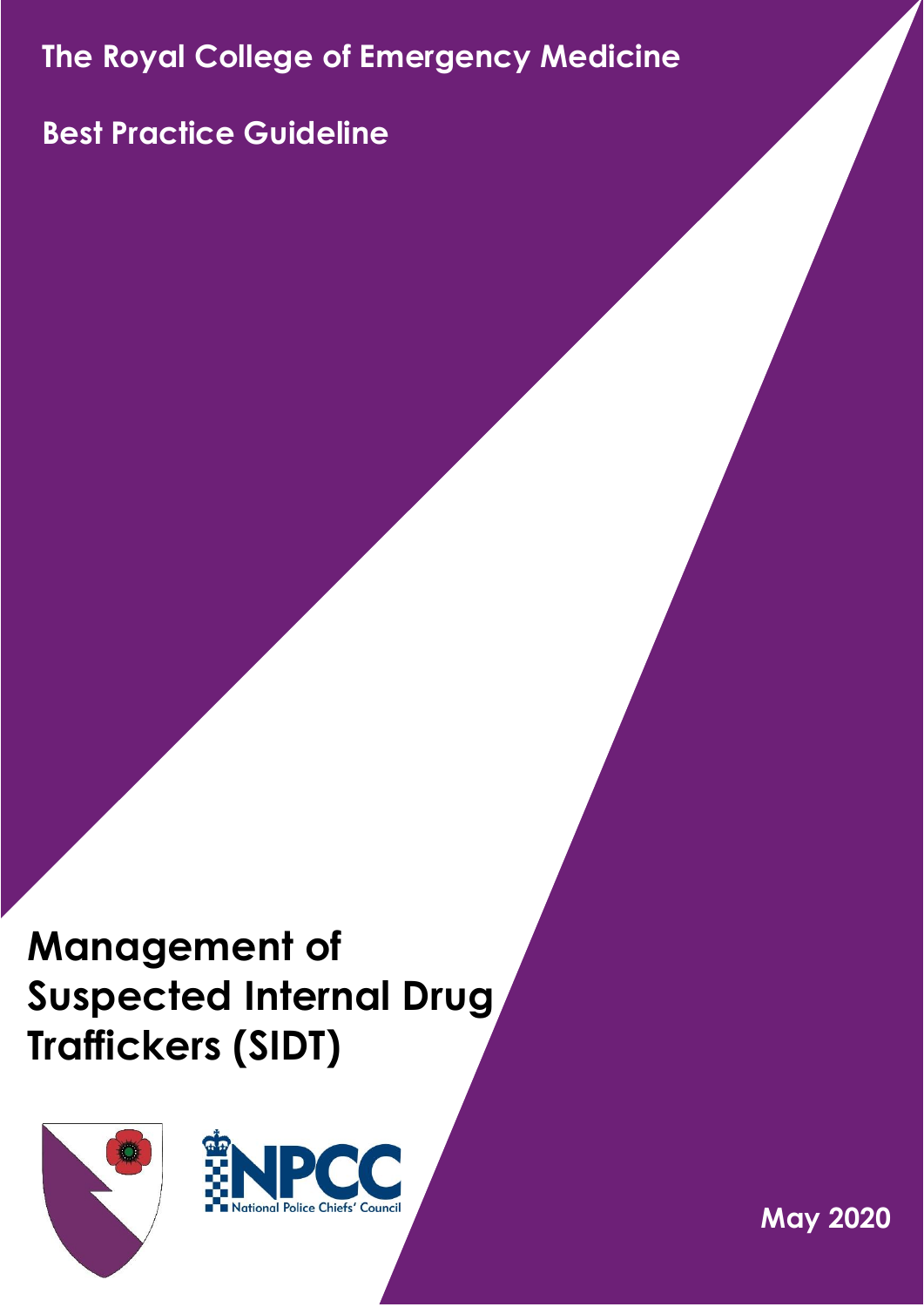The Royal College of Emergency Medicine

Best Practice Guideline

# Management of Suspected Internal Drug Traffickers (SIDT)

National Police Chiefs' Council

May 2020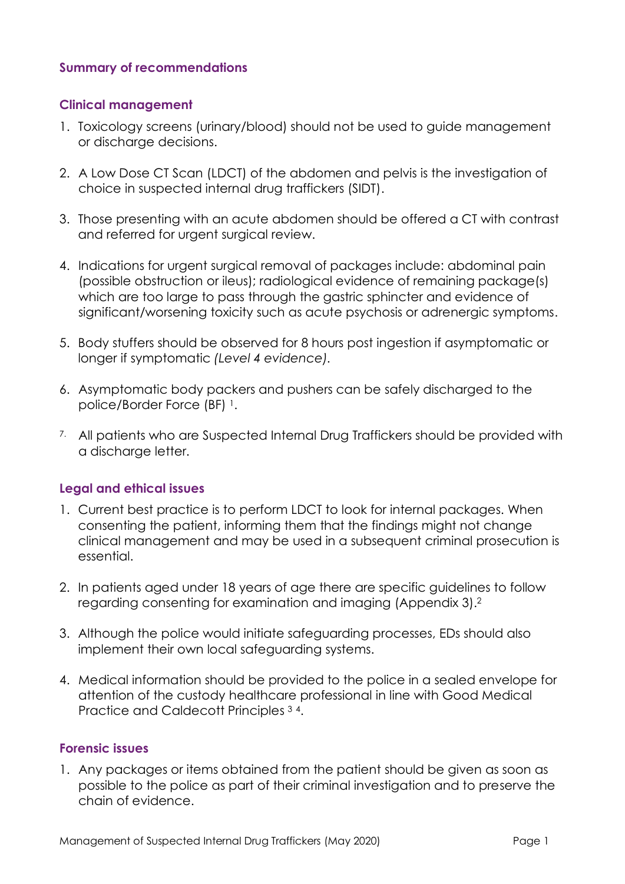## Summary of recommendations

### Clinical management

1. Toxicology screens (urinary/blood) should not be used to guide management or discharge decisions.

2. A Low Dose CT Scan (LDCT) of the abdomen and pelvis is the investigation of choice in suspected internal drug traffickers (SIDT).

3. Those presenting with an acute abdomen should be offered a CT with contrast and referred for urgent surgical review.

4. Indications for urgent surgical removal of packages include: abdominal pain (possible obstruction or ileus); radiological evidence of remaining package(s) which are too large to pass through the gastric sphincter and evidence of significant/worsening toxicity such as acute psychosis or adrenergic symptoms.

5. Body stuffers should be observed for 8 hours post ingestion if asymptomatic or longer if symptomatic *(Level 4 evidence)*.

6. Asymptomatic body packers and pushers can be safely discharged to the police/Border Force (BF) [1].

7. All patients who are Suspected Internal Drug Traffickers should be provided with a discharge letter.

### Legal and ethical issues

1. Current best practice is to perform LDCT to look for internal packages. When consenting the patient, informing them that the findings might not change clinical management and may be used in a subsequent criminal prosecution is essential.

2. In patients aged under 18 years of age there are specific guidelines to follow regarding consenting for examination and imaging (Appendix 3).[2]

3. Although the police would initiate safeguarding processes, EDs should also implement their own local safeguarding systems.

4. Medical information should be provided to the police in a sealed envelope for attention of the custody healthcare professional in line with Good Medical Practice and Caldecott Principles [3] [4].

### Forensic issues

1. Any packages or items obtained from the patient should be given as soon as possible to the police as part of their criminal investigation and to preserve the chain of evidence.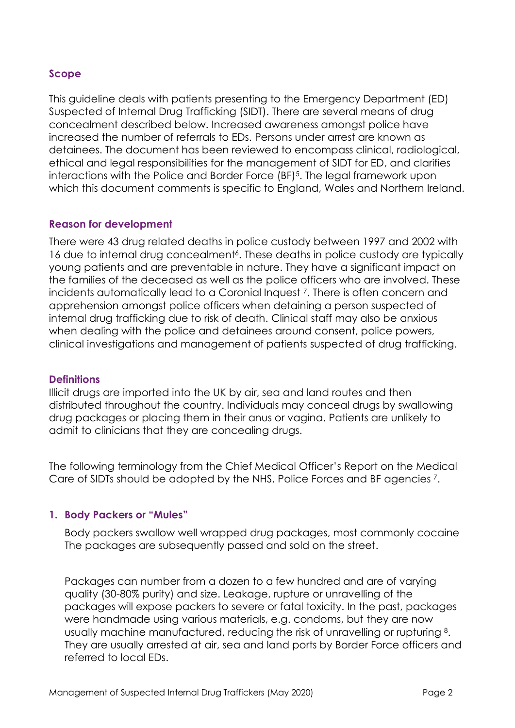## Scope

This guideline deals with patients presenting to the Emergency Department (ED) Suspected of Internal Drug Trafficking (SIDT). There are several means of drug concealment described below. Increased awareness amongst police have increased the number of referrals to EDs. Persons under arrest are known as detainees. The document has been reviewed to encompass clinical, radiological, ethical and legal responsibilities for the management of SIDT for ED, and clarifies interactions with the Police and Border Force (BF)[5]. The legal framework upon which this document comments is specific to England, Wales and Northern Ireland.

## Reason for development

There were 43 drug related deaths in police custody between 1997 and 2002 with 16 due to internal drug concealment[6]. These deaths in police custody are typically young patients and are preventable in nature. They have a significant impact on the families of the deceased as well as the police officers who are involved. These incidents automatically lead to a Coronial Inquest [7]. There is often concern and apprehension amongst police officers when detaining a person suspected of internal drug trafficking due to risk of death. Clinical staff may also be anxious when dealing with the police and detainees around consent, police powers, clinical investigations and management of patients suspected of drug trafficking.

## Definitions

Illicit drugs are imported into the UK by air, sea and land routes and then distributed throughout the country. Individuals may conceal drugs by swallowing drug packages or placing them in their anus or vagina. Patients are unlikely to admit to clinicians that they are concealing drugs.

The following terminology from the Chief Medical Officer's Report on the Medical Care of SIDTs should be adopted by the NHS, Police Forces and BF agencies [7].

### 1. Body Packers or "Mules"

Body packers swallow well wrapped drug packages, most commonly cocaine The packages are subsequently passed and sold on the street.

Packages can number from a dozen to a few hundred and are of varying quality (30-80% purity) and size. Leakage, rupture or unravelling of the packages will expose packers to severe or fatal toxicity. In the past, packages were handmade using various materials, e.g. condoms, but they are now usually machine manufactured, reducing the risk of unravelling or rupturing [8]. They are usually arrested at air, sea and land ports by Border Force officers and referred to local EDs.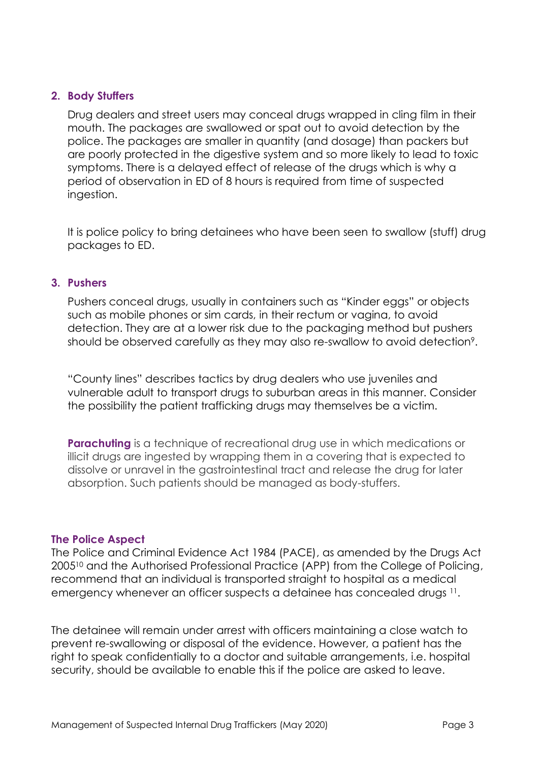## 2. Body Stuffers

Drug dealers and street users may conceal drugs wrapped in cling film in their mouth. The packages are swallowed or spat out to avoid detection by the police. The packages are smaller in quantity (and dosage) than packers but are poorly protected in the digestive system and so more likely to lead to toxic symptoms. There is a delayed effect of release of the drugs which is why a period of observation in ED of 8 hours is required from time of suspected ingestion.

It is police policy to bring detainees who have been seen to swallow (stuff) drug packages to ED.

## 3. Pushers

Pushers conceal drugs, usually in containers such as "Kinder eggs" or objects such as mobile phones or sim cards, in their rectum or vagina, to avoid detection. They are at a lower risk due to the packaging method but pushers should be observed carefully as they may also re-swallow to avoid detection[9].

"County lines" describes tactics by drug dealers who use juveniles and vulnerable adult to transport drugs to suburban areas in this manner. Consider the possibility the patient trafficking drugs may themselves be a victim.

**Parachuting** is a technique of recreational drug use in which medications or illicit drugs are ingested by wrapping them in a covering that is expected to dissolve or unravel in the gastrointestinal tract and release the drug for later absorption. Such patients should be managed as body-stuffers.

### The Police Aspect

The Police and Criminal Evidence Act 1984 (PACE), as amended by the Drugs Act 2005[10] and the Authorised Professional Practice (APP) from the College of Policing, recommend that an individual is transported straight to hospital as a medical emergency whenever an officer suspects a detainee has concealed drugs [11].

The detainee will remain under arrest with officers maintaining a close watch to prevent re-swallowing or disposal of the evidence. However, a patient has the right to speak confidentially to a doctor and suitable arrangements, i.e. hospital security, should be available to enable this if the police are asked to leave.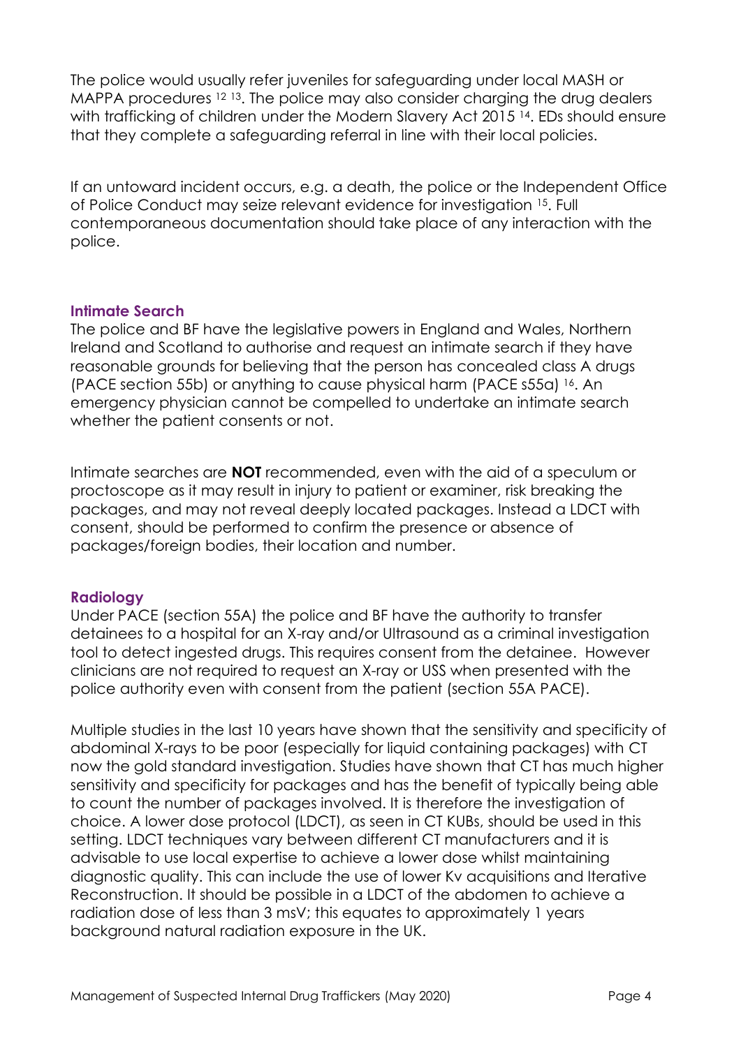The police would usually refer juveniles for safeguarding under local MASH or MAPPA procedures [12 13]. The police may also consider charging the drug dealers with trafficking of children under the Modern Slavery Act 2015 [14]. EDs should ensure that they complete a safeguarding referral in line with their local policies.

If an untoward incident occurs, e.g. a death, the police or the Independent Office of Police Conduct may seize relevant evidence for investigation [15]. Full contemporaneous documentation should take place of any interaction with the police.

### Intimate Search

The police and BF have the legislative powers in England and Wales, Northern Ireland and Scotland to authorise and request an intimate search if they have reasonable grounds for believing that the person has concealed class A drugs (PACE section 55b) or anything to cause physical harm (PACE s55a) [16]. An emergency physician cannot be compelled to undertake an intimate search whether the patient consents or not.

Intimate searches are **NOT** recommended, even with the aid of a speculum or proctoscope as it may result in injury to patient or examiner, risk breaking the packages, and may not reveal deeply located packages. Instead a LDCT with consent, should be performed to confirm the presence or absence of packages/foreign bodies, their location and number.

### Radiology

Under PACE (section 55A) the police and BF have the authority to transfer detainees to a hospital for an X-ray and/or Ultrasound as a criminal investigation tool to detect ingested drugs. This requires consent from the detainee. However clinicians are not required to request an X-ray or USS when presented with the police authority even with consent from the patient (section 55A PACE).

Multiple studies in the last 10 years have shown that the sensitivity and specificity of abdominal X-rays to be poor (especially for liquid containing packages) with CT now the gold standard investigation. Studies have shown that CT has much higher sensitivity and specificity for packages and has the benefit of typically being able to count the number of packages involved. It is therefore the investigation of choice. A lower dose protocol (LDCT), as seen in CT KUBs, should be used in this setting. LDCT techniques vary between different CT manufacturers and it is advisable to use local expertise to achieve a lower dose whilst maintaining diagnostic quality. This can include the use of lower Kv acquisitions and Iterative Reconstruction. It should be possible in a LDCT of the abdomen to achieve a radiation dose of less than 3 msV; this equates to approximately 1 years background natural radiation exposure in the UK.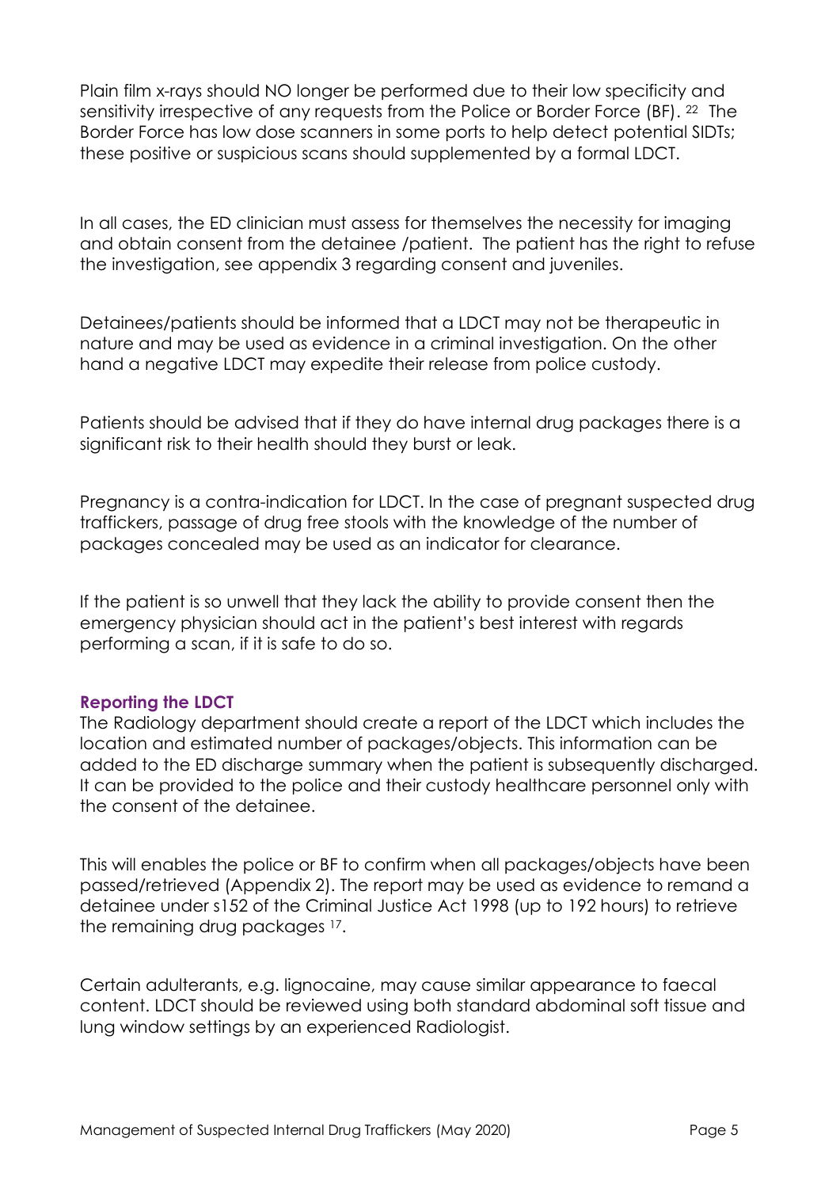Plain film x-rays should NO longer be performed due to their low specificity and sensitivity irrespective of any requests from the Police or Border Force (BF). [22] The Border Force has low dose scanners in some ports to help detect potential SIDTs; these positive or suspicious scans should supplemented by a formal LDCT.

In all cases, the ED clinician must assess for themselves the necessity for imaging and obtain consent from the detainee /patient. The patient has the right to refuse the investigation, see appendix 3 regarding consent and juveniles.

Detainees/patients should be informed that a LDCT may not be therapeutic in nature and may be used as evidence in a criminal investigation. On the other hand a negative LDCT may expedite their release from police custody.

Patients should be advised that if they do have internal drug packages there is a significant risk to their health should they burst or leak.

Pregnancy is a contra-indication for LDCT. In the case of pregnant suspected drug traffickers, passage of drug free stools with the knowledge of the number of packages concealed may be used as an indicator for clearance.

If the patient is so unwell that they lack the ability to provide consent then the emergency physician should act in the patient's best interest with regards performing a scan, if it is safe to do so.

### Reporting the LDCT

The Radiology department should create a report of the LDCT which includes the location and estimated number of packages/objects. This information can be added to the ED discharge summary when the patient is subsequently discharged. It can be provided to the police and their custody healthcare personnel only with the consent of the detainee.

This will enables the police or BF to confirm when all packages/objects have been passed/retrieved (Appendix 2). The report may be used as evidence to remand a detainee under s152 of the Criminal Justice Act 1998 (up to 192 hours) to retrieve the remaining drug packages [17].

Certain adulterants, e.g. lignocaine, may cause similar appearance to faecal content. LDCT should be reviewed using both standard abdominal soft tissue and lung window settings by an experienced Radiologist.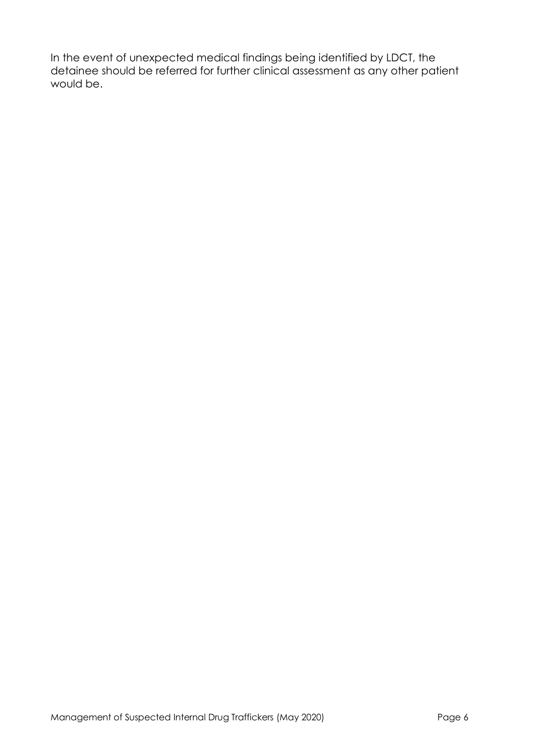In the event of unexpected medical findings being identified by LDCT, the detainee should be referred for further clinical assessment as any other patient would be.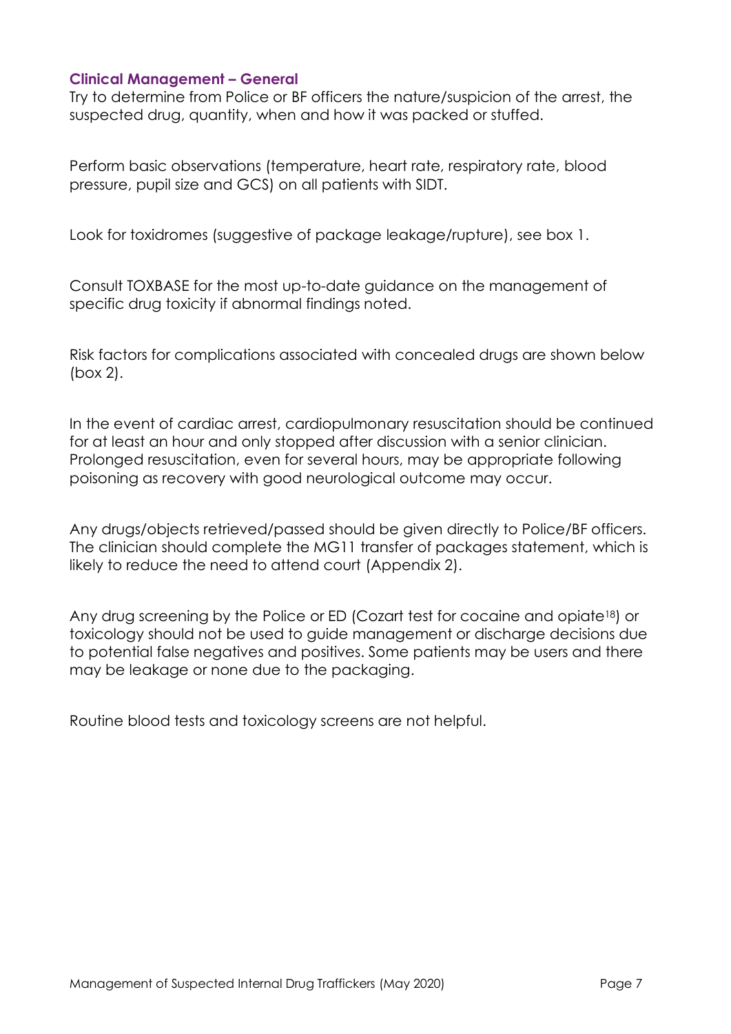### Clinical Management – General

Try to determine from Police or BF officers the nature/suspicion of the arrest, the suspected drug, quantity, when and how it was packed or stuffed.

Perform basic observations (temperature, heart rate, respiratory rate, blood pressure, pupil size and GCS) on all patients with SIDT.

Look for toxidromes (suggestive of package leakage/rupture), see box 1.

Consult TOXBASE for the most up-to-date guidance on the management of specific drug toxicity if abnormal findings noted.

Risk factors for complications associated with concealed drugs are shown below (box 2).

In the event of cardiac arrest, cardiopulmonary resuscitation should be continued for at least an hour and only stopped after discussion with a senior clinician. Prolonged resuscitation, even for several hours, may be appropriate following poisoning as recovery with good neurological outcome may occur.

Any drugs/objects retrieved/passed should be given directly to Police/BF officers. The clinician should complete the MG11 transfer of packages statement, which is likely to reduce the need to attend court (Appendix 2).

Any drug screening by the Police or ED (Cozart test for cocaine and opiate[18]) or toxicology should not be used to guide management or discharge decisions due to potential false negatives and positives. Some patients may be users and there may be leakage or none due to the packaging.

Routine blood tests and toxicology screens are not helpful.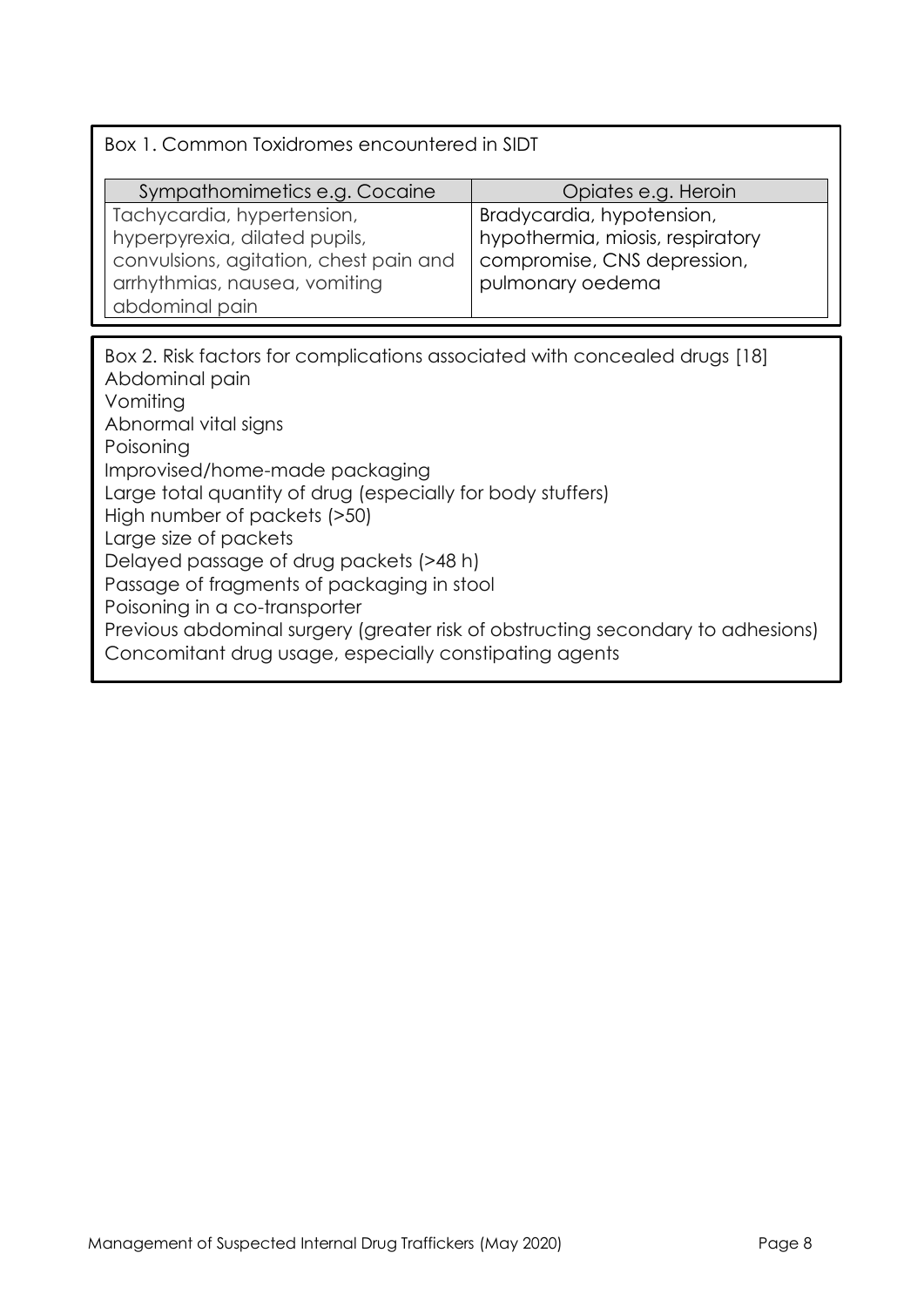Box 1. Common Toxidromes encountered in SIDT

| Sympathomimetics e.g. Cocaine | Opiates e.g. Heroin |
|---|---|
| Tachycardia, hypertension, hyperpyrexia, dilated pupils, convulsions, agitation, chest pain and arrhythmias, nausea, vomiting abdominal pain | Bradycardia, hypotension, hypothermia, miosis, respiratory compromise, CNS depression, pulmonary oedema |

Box 2. Risk factors for complications associated with concealed drugs [18]

Abdominal pain
Vomiting
Abnormal vital signs
Poisoning
Improvised/home-made packaging
Large total quantity of drug (especially for body stuffers)
High number of packets (>50)
Large size of packets
Delayed passage of drug packets (>48 h)
Passage of fragments of packaging in stool
Poisoning in a co-transporter
Previous abdominal surgery (greater risk of obstructing secondary to adhesions)
Concomitant drug usage, especially constipating agents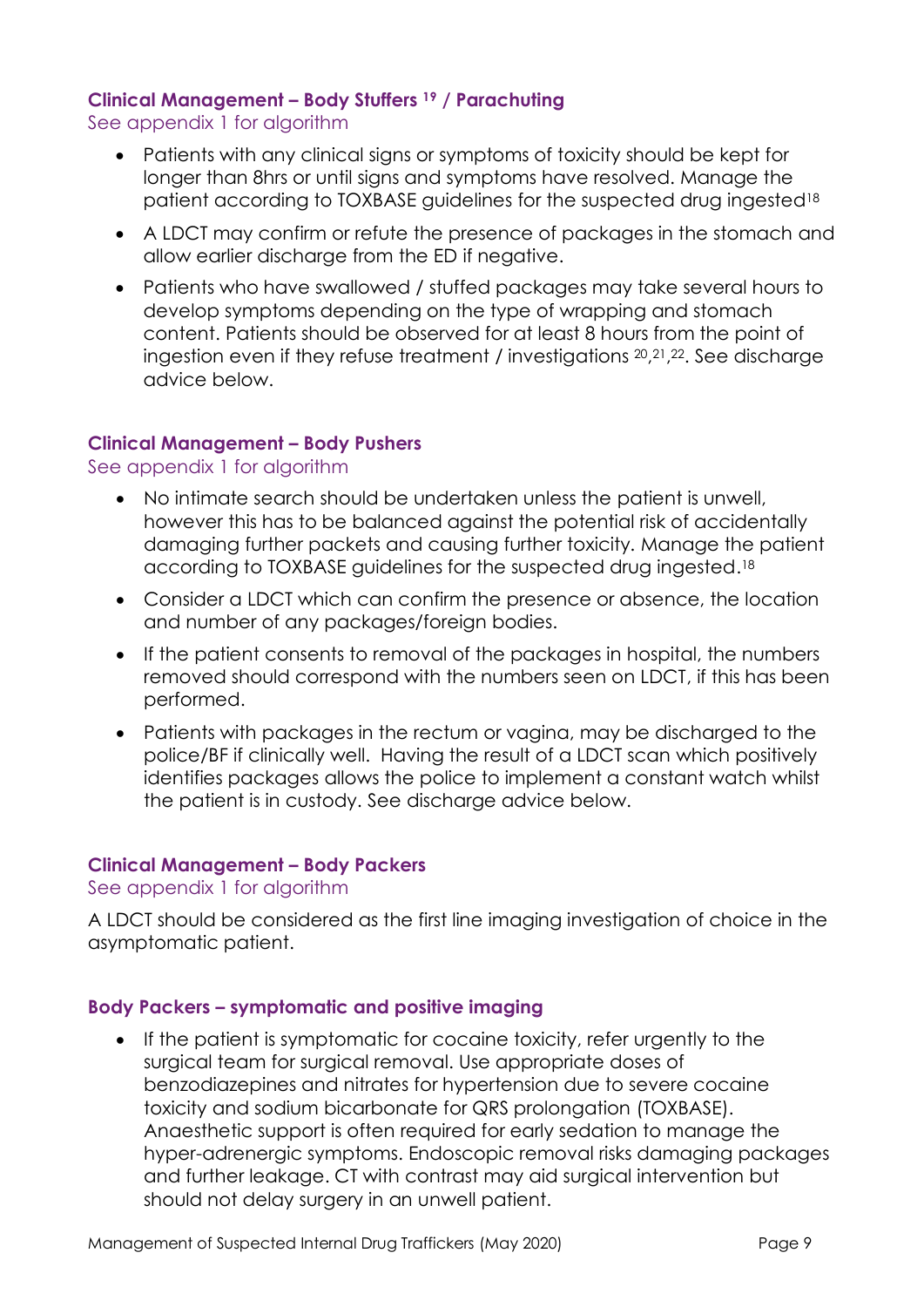### Clinical Management – Body Stuffers [19] / Parachuting

See appendix 1 for algorithm

- Patients with any clinical signs or symptoms of toxicity should be kept for longer than 8hrs or until signs and symptoms have resolved. Manage the patient according to TOXBASE guidelines for the suspected drug ingested[18]
- A LDCT may confirm or refute the presence of packages in the stomach and allow earlier discharge from the ED if negative.
- Patients who have swallowed / stuffed packages may take several hours to develop symptoms depending on the type of wrapping and stomach content. Patients should be observed for at least 8 hours from the point of ingestion even if they refuse treatment / investigations [20,21,22]. See discharge advice below.

### Clinical Management – Body Pushers

See appendix 1 for algorithm

- No intimate search should be undertaken unless the patient is unwell, however this has to be balanced against the potential risk of accidentally damaging further packets and causing further toxicity. Manage the patient according to TOXBASE guidelines for the suspected drug ingested.[18]
- Consider a LDCT which can confirm the presence or absence, the location and number of any packages/foreign bodies.
- If the patient consents to removal of the packages in hospital, the numbers removed should correspond with the numbers seen on LDCT, if this has been performed.
- Patients with packages in the rectum or vagina, may be discharged to the police/BF if clinically well. Having the result of a LDCT scan which positively identifies packages allows the police to implement a constant watch whilst the patient is in custody. See discharge advice below.

### Clinical Management – Body Packers

See appendix 1 for algorithm

A LDCT should be considered as the first line imaging investigation of choice in the asymptomatic patient.

### Body Packers – symptomatic and positive imaging

- If the patient is symptomatic for cocaine toxicity, refer urgently to the surgical team for surgical removal. Use appropriate doses of benzodiazepines and nitrates for hypertension due to severe cocaine toxicity and sodium bicarbonate for QRS prolongation (TOXBASE). Anaesthetic support is often required for early sedation to manage the hyper-adrenergic symptoms. Endoscopic removal risks damaging packages and further leakage. CT with contrast may aid surgical intervention but should not delay surgery in an unwell patient.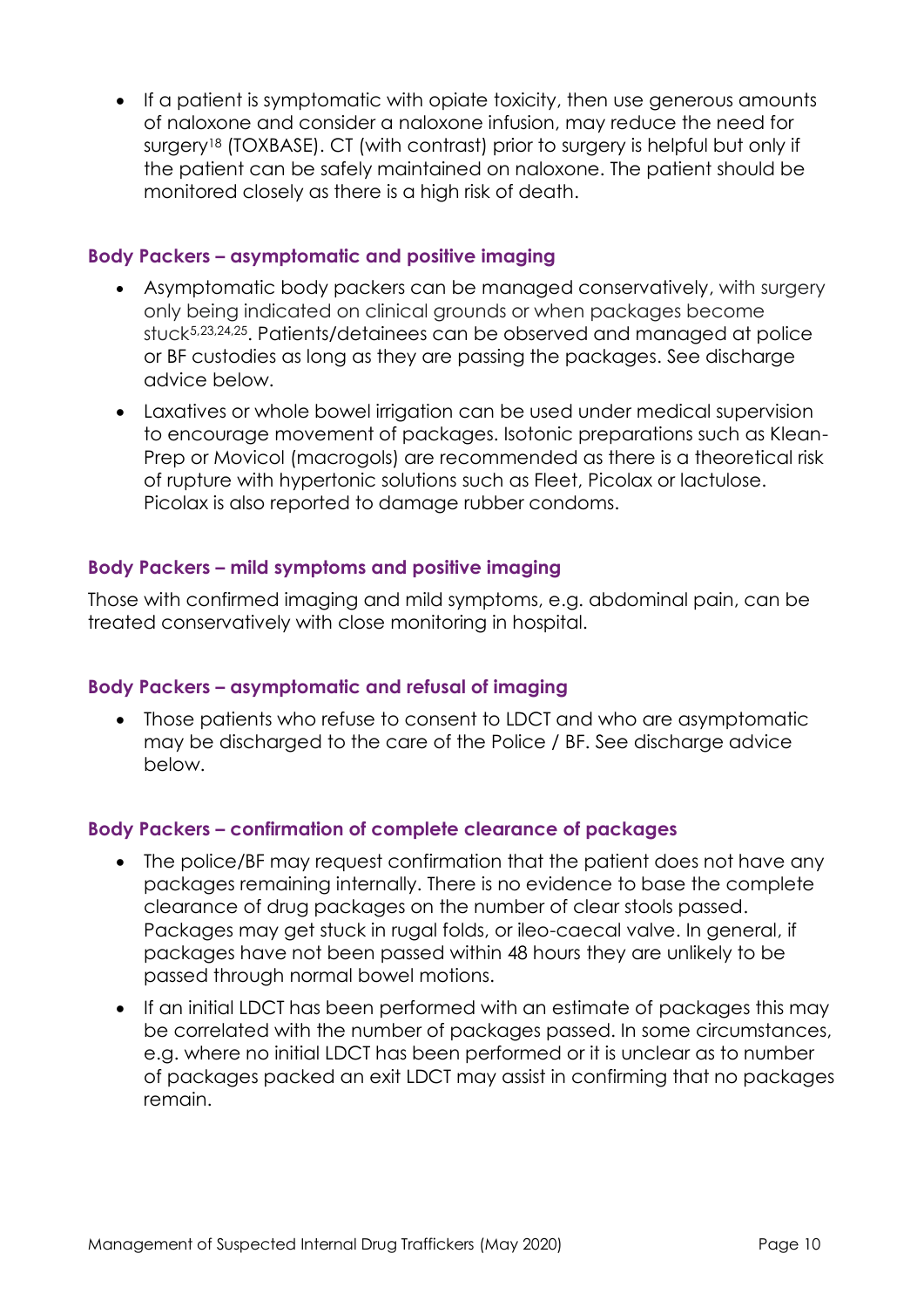- If a patient is symptomatic with opiate toxicity, then use generous amounts of naloxone and consider a naloxone infusion, may reduce the need for surgery[18] (TOXBASE). CT (with contrast) prior to surgery is helpful but only if the patient can be safely maintained on naloxone. The patient should be monitored closely as there is a high risk of death.

### Body Packers – asymptomatic and positive imaging

- Asymptomatic body packers can be managed conservatively, with surgery only being indicated on clinical grounds or when packages become stuck[5,23,24,25]. Patients/detainees can be observed and managed at police or BF custodies as long as they are passing the packages. See discharge advice below.
- Laxatives or whole bowel irrigation can be used under medical supervision to encourage movement of packages. Isotonic preparations such as Klean-Prep or Movicol (macrogols) are recommended as there is a theoretical risk of rupture with hypertonic solutions such as Fleet, Picolax or lactulose. Picolax is also reported to damage rubber condoms.

### Body Packers – mild symptoms and positive imaging

Those with confirmed imaging and mild symptoms, e.g. abdominal pain, can be treated conservatively with close monitoring in hospital.

### Body Packers – asymptomatic and refusal of imaging

- Those patients who refuse to consent to LDCT and who are asymptomatic may be discharged to the care of the Police / BF. See discharge advice below.

### Body Packers – confirmation of complete clearance of packages

- The police/BF may request confirmation that the patient does not have any packages remaining internally. There is no evidence to base the complete clearance of drug packages on the number of clear stools passed. Packages may get stuck in rugal folds, or ileo-caecal valve. In general, if packages have not been passed within 48 hours they are unlikely to be passed through normal bowel motions.
- If an initial LDCT has been performed with an estimate of packages this may be correlated with the number of packages passed. In some circumstances, e.g. where no initial LDCT has been performed or it is unclear as to number of packages packed an exit LDCT may assist in confirming that no packages remain.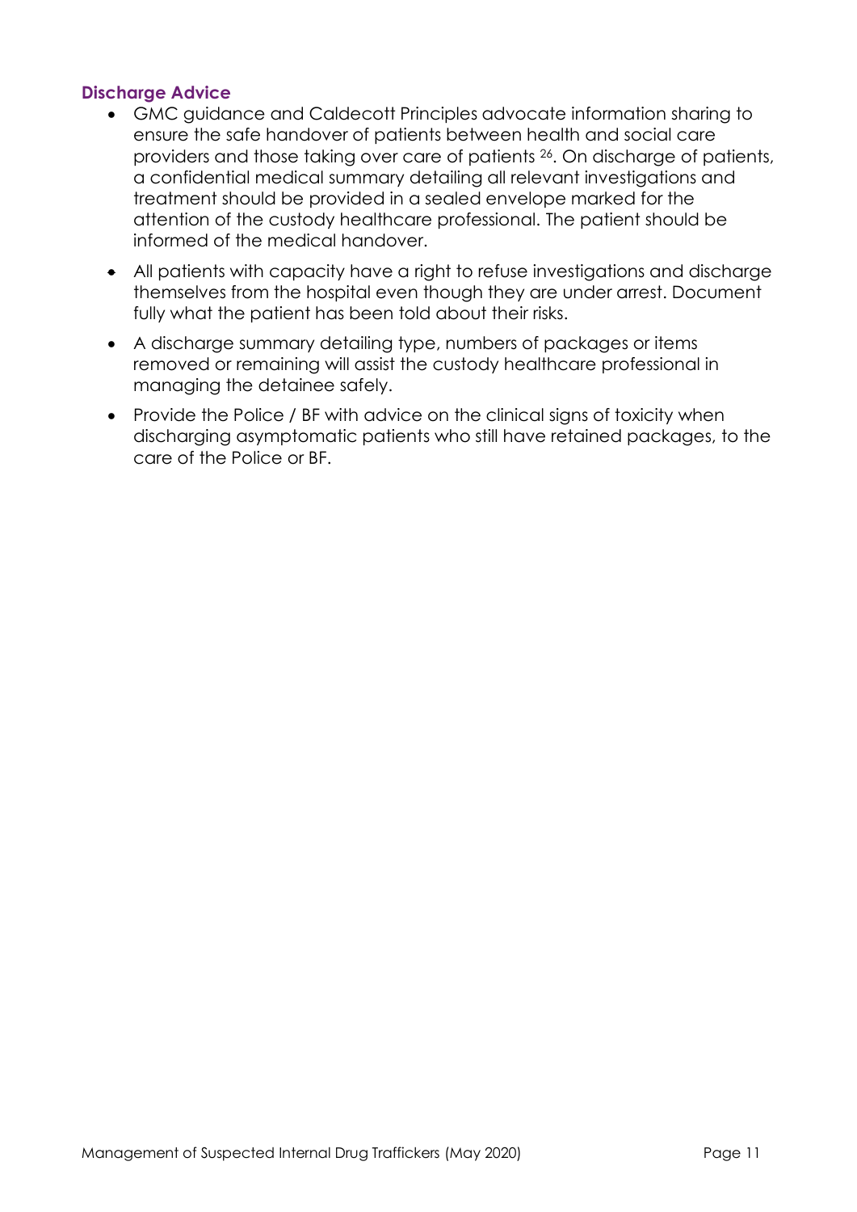### Discharge Advice

- GMC guidance and Caldecott Principles advocate information sharing to ensure the safe handover of patients between health and social care providers and those taking over care of patients [26]. On discharge of patients, a confidential medical summary detailing all relevant investigations and treatment should be provided in a sealed envelope marked for the attention of the custody healthcare professional. The patient should be informed of the medical handover.
- All patients with capacity have a right to refuse investigations and discharge themselves from the hospital even though they are under arrest. Document fully what the patient has been told about their risks.
- A discharge summary detailing type, numbers of packages or items removed or remaining will assist the custody healthcare professional in managing the detainee safely.
- Provide the Police / BF with advice on the clinical signs of toxicity when discharging asymptomatic patients who still have retained packages, to the care of the Police or BF.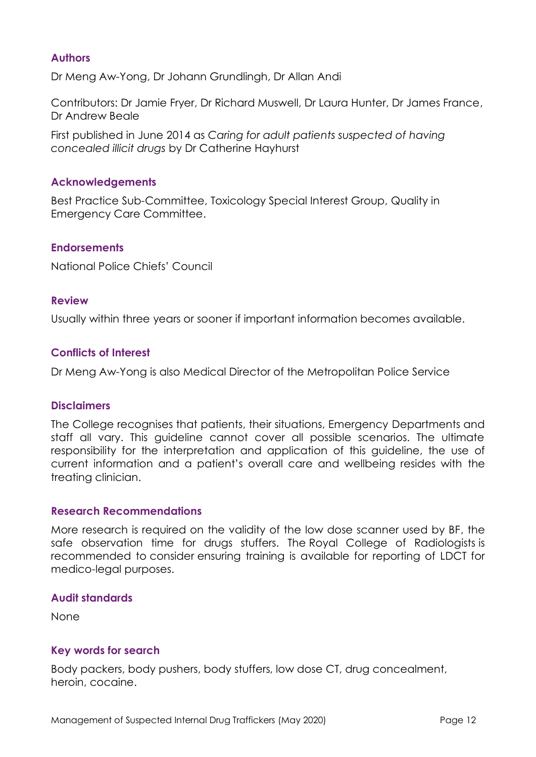## Authors

Dr Meng Aw-Yong, Dr Johann Grundlingh, Dr Allan Andi

Contributors: Dr Jamie Fryer, Dr Richard Muswell, Dr Laura Hunter, Dr James France, Dr Andrew Beale

First published in June 2014 as *Caring for adult patients suspected of having concealed illicit drugs* by Dr Catherine Hayhurst

## Acknowledgements

Best Practice Sub-Committee, Toxicology Special Interest Group, Quality in Emergency Care Committee.

## Endorsements

National Police Chiefs' Council

## Review

Usually within three years or sooner if important information becomes available.

## Conflicts of Interest

Dr Meng Aw-Yong is also Medical Director of the Metropolitan Police Service

## Disclaimers

The College recognises that patients, their situations, Emergency Departments and staff all vary. This guideline cannot cover all possible scenarios. The ultimate responsibility for the interpretation and application of this guideline, the use of current information and a patient's overall care and wellbeing resides with the treating clinician.

## Research Recommendations

More research is required on the validity of the low dose scanner used by BF, the safe observation time for drugs stuffers. The Royal College of Radiologists is recommended to consider ensuring training is available for reporting of LDCT for medico-legal purposes.

## Audit standards

None

## Key words for search

Body packers, body pushers, body stuffers, low dose CT, drug concealment, heroin, cocaine.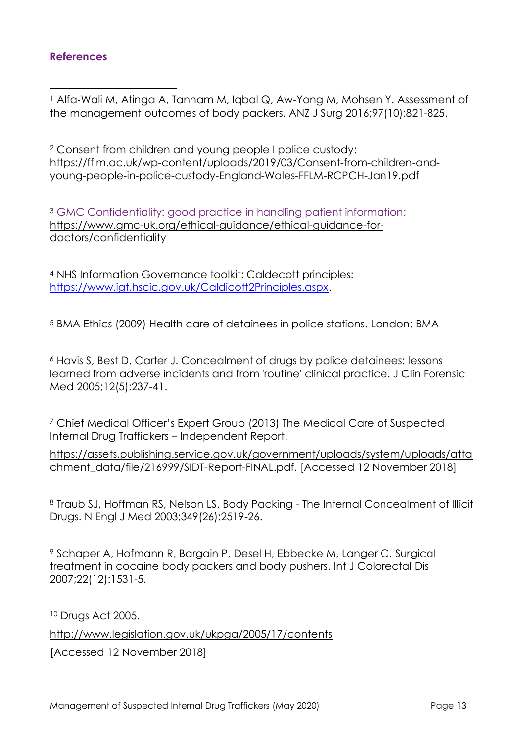### References

[1] Alfa-Wali M, Atinga A, Tanham M, Iqbal Q, Aw-Yong M, Mohsen Y. Assessment of the management outcomes of body packers. ANZ J Surg 2016;97(10):821-825.

[2] Consent from children and young people l police custody: https://fflm.ac.uk/wp-content/uploads/2019/03/Consent-from-children-and-young-people-in-police-custody-England-Wales-FFLM-RCPCH-Jan19.pdf

[3] GMC Confidentiality: good practice in handling patient information: https://www.gmc-uk.org/ethical-guidance/ethical-guidance-for-doctors/confidentiality

[4] NHS Information Governance toolkit: Caldecott principles: https://www.igt.hscic.gov.uk/Caldicott2Principles.aspx.

[5] BMA Ethics (2009) Health care of detainees in police stations. London: BMA

[6] Havis S, Best D, Carter J. Concealment of drugs by police detainees: lessons learned from adverse incidents and from 'routine' clinical practice. J Clin Forensic Med 2005;12(5):237-41.

[7] Chief Medical Officer's Expert Group (2013) The Medical Care of Suspected Internal Drug Traffickers – Independent Report.

https://assets.publishing.service.gov.uk/government/uploads/system/uploads/attachment_data/file/216999/SIDT-Report-FINAL.pdf. [Accessed 12 November 2018]

[8] Traub SJ, Hoffman RS, Nelson LS. Body Packing - The Internal Concealment of Illicit Drugs. N Engl J Med 2003;349(26):2519-26.

[9] Schaper A, Hofmann R, Bargain P, Desel H, Ebbecke M, Langer C. Surgical treatment in cocaine body packers and body pushers. Int J Colorectal Dis 2007;22(12):1531-5.

[10] Drugs Act 2005.

http://www.legislation.gov.uk/ukpga/2005/17/contents

[Accessed 12 November 2018]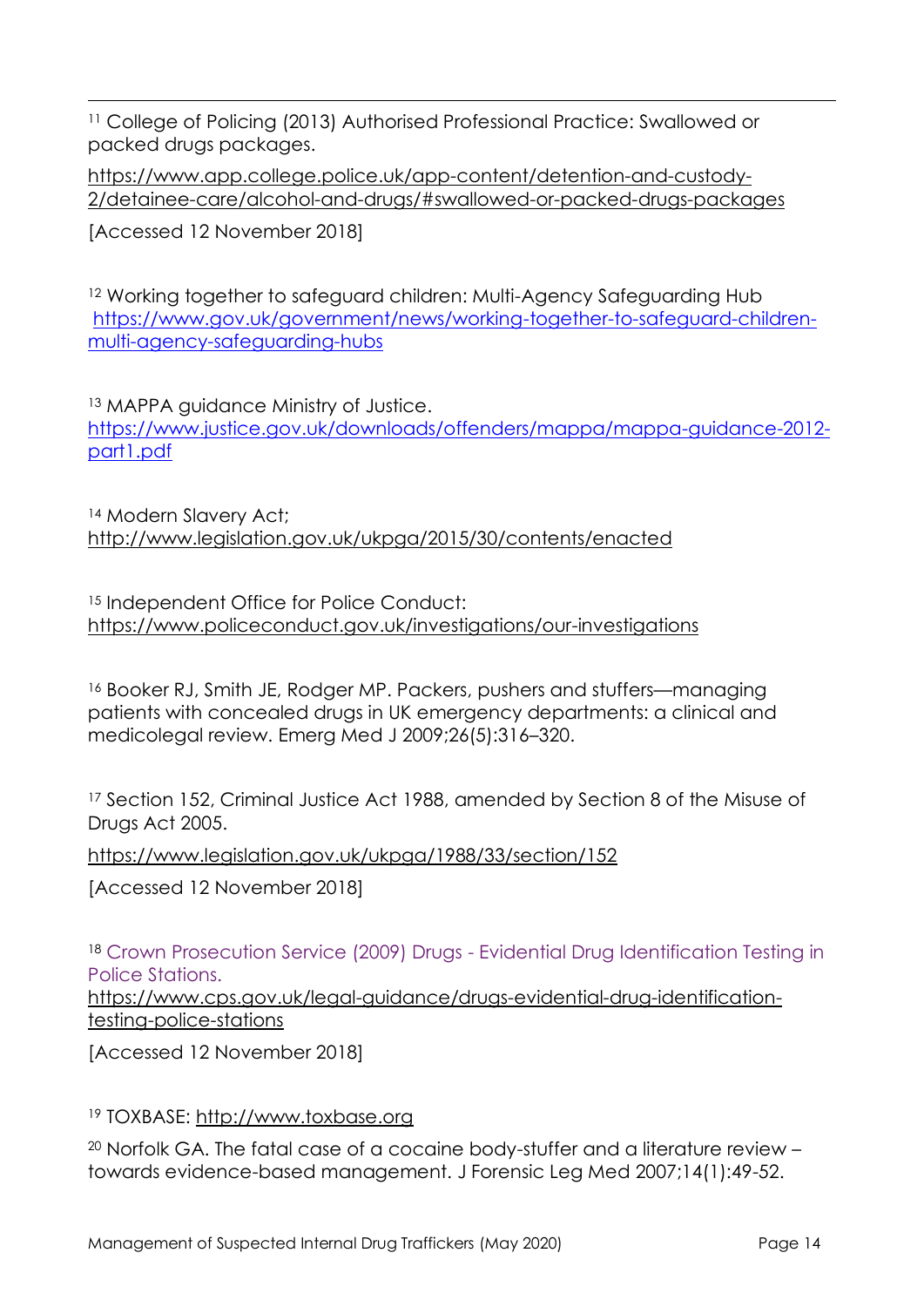[11] College of Policing (2013) Authorised Professional Practice: Swallowed or packed drugs packages.

https://www.app.college.police.uk/app-content/detention-and-custody-2/detainee-care/alcohol-and-drugs/#swallowed-or-packed-drugs-packages

[Accessed 12 November 2018]

[12] Working together to safeguard children: Multi-Agency Safeguarding Hub https://www.gov.uk/government/news/working-together-to-safeguard-children-multi-agency-safeguarding-hubs

[13] MAPPA guidance Ministry of Justice. https://www.justice.gov.uk/downloads/offenders/mappa/mappa-guidance-2012-part1.pdf

[14] Modern Slavery Act; http://www.legislation.gov.uk/ukpga/2015/30/contents/enacted

[15] Independent Office for Police Conduct: https://www.policeconduct.gov.uk/investigations/our-investigations

[16] Booker RJ, Smith JE, Rodger MP. Packers, pushers and stuffers—managing patients with concealed drugs in UK emergency departments: a clinical and medicolegal review. Emerg Med J 2009;26(5):316–320.

[17] Section 152, Criminal Justice Act 1988, amended by Section 8 of the Misuse of Drugs Act 2005.

https://www.legislation.gov.uk/ukpga/1988/33/section/152

[Accessed 12 November 2018]

[18] Crown Prosecution Service (2009) Drugs - Evidential Drug Identification Testing in Police Stations.
https://www.cps.gov.uk/legal-guidance/drugs-evidential-drug-identification-testing-police-stations

[Accessed 12 November 2018]

[19] TOXBASE: http://www.toxbase.org

[20] Norfolk GA. The fatal case of a cocaine body-stuffer and a literature review – towards evidence-based management. J Forensic Leg Med 2007;14(1):49-52.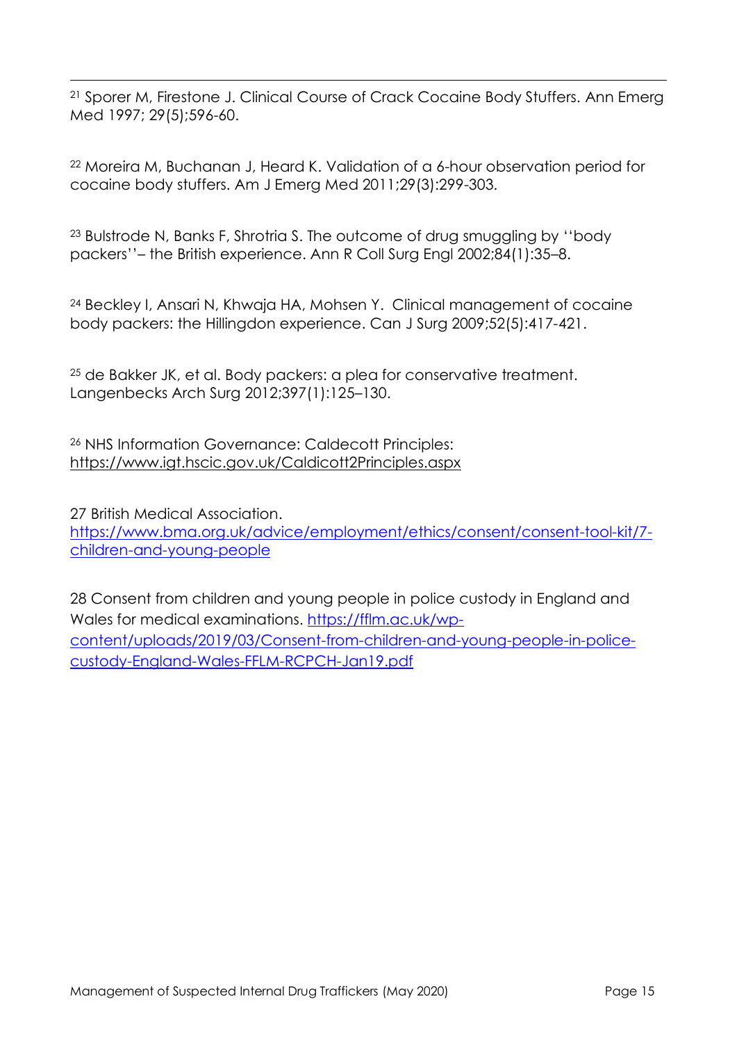[21] Sporer M, Firestone J. Clinical Course of Crack Cocaine Body Stuffers. Ann Emerg Med 1997; 29(5);596-60.

[22] Moreira M, Buchanan J, Heard K. Validation of a 6-hour observation period for cocaine body stuffers. Am J Emerg Med 2011;29(3):299-303.

[23] Bulstrode N, Banks F, Shrotria S. The outcome of drug smuggling by ''body packers''– the British experience. Ann R Coll Surg Engl 2002;84(1):35–8.

[24] Beckley I, Ansari N, Khwaja HA, Mohsen Y. Clinical management of cocaine body packers: the Hillingdon experience. Can J Surg 2009;52(5):417-421.

[25] de Bakker JK, et al. Body packers: a plea for conservative treatment. Langenbecks Arch Surg 2012;397(1):125–130.

[26] NHS Information Governance: Caldecott Principles: https://www.igt.hscic.gov.uk/Caldicott2Principles.aspx

27 British Medical Association. https://www.bma.org.uk/advice/employment/ethics/consent/consent-tool-kit/7-children-and-young-people

28 Consent from children and young people in police custody in England and Wales for medical examinations. https://fflm.ac.uk/wp-content/uploads/2019/03/Consent-from-children-and-young-people-in-police-custody-England-Wales-FFLM-RCPCH-Jan19.pdf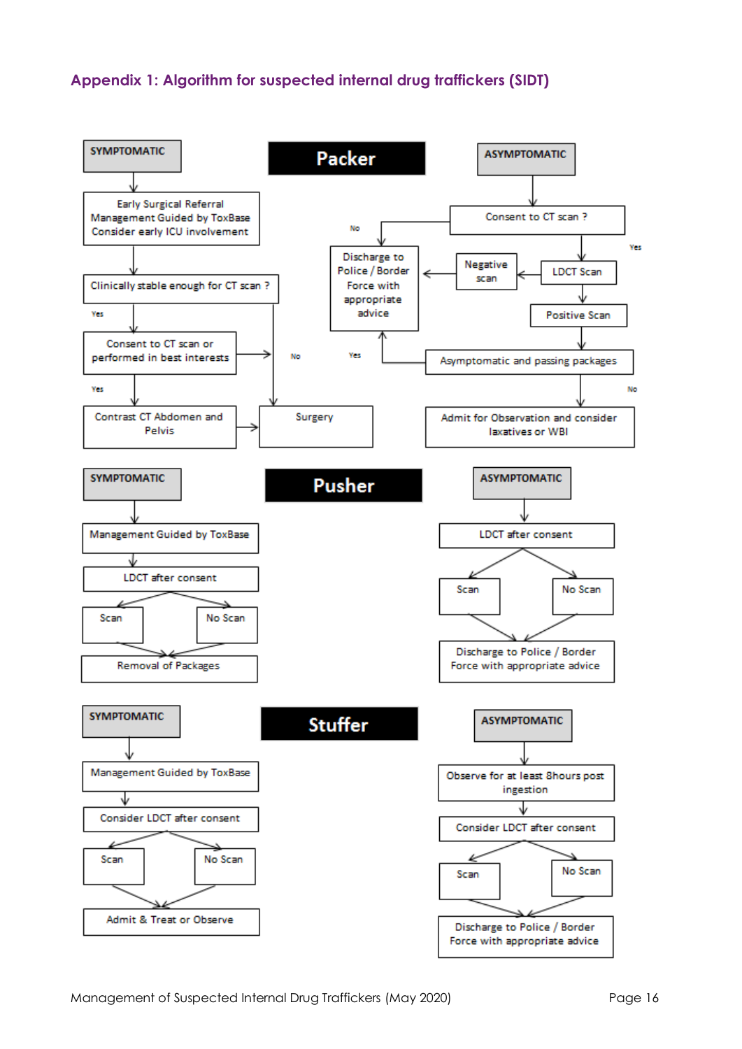## Appendix 1: Algorithm for suspected internal drug traffickers (SIDT)

**Packer**

SYMPTOMATIC

Early Surgical Referral
Management Guided by ToxBase
Consider early ICU involvement

Clinically stable enough for CT scan ?

Yes

Consent to CT scan or performed in best interests

No

Yes

Contrast CT Abdomen and Pelvis

Surgery

ASYMPTOMATIC

Consent to CT scan ?

No

Yes

Discharge to Police / Border Force with appropriate advice

Negative scan

LDCT Scan

Positive Scan

Yes

Asymptomatic and passing packages

No

Admit for Observation and consider laxatives or WBI

**Pusher**

SYMPTOMATIC

Management Guided by ToxBase

LDCT after consent

Scan

No Scan

Removal of Packages

ASYMPTOMATIC

LDCT after consent

Scan

No Scan

Discharge to Police / Border Force with appropriate advice

**Stuffer**

SYMPTOMATIC

Management Guided by ToxBase

Consider LDCT after consent

Scan

No Scan

Admit & Treat or Observe

ASYMPTOMATIC

Observe for at least 8hours post ingestion

Consider LDCT after consent

Scan

No Scan

Discharge to Police / Border Force with appropriate advice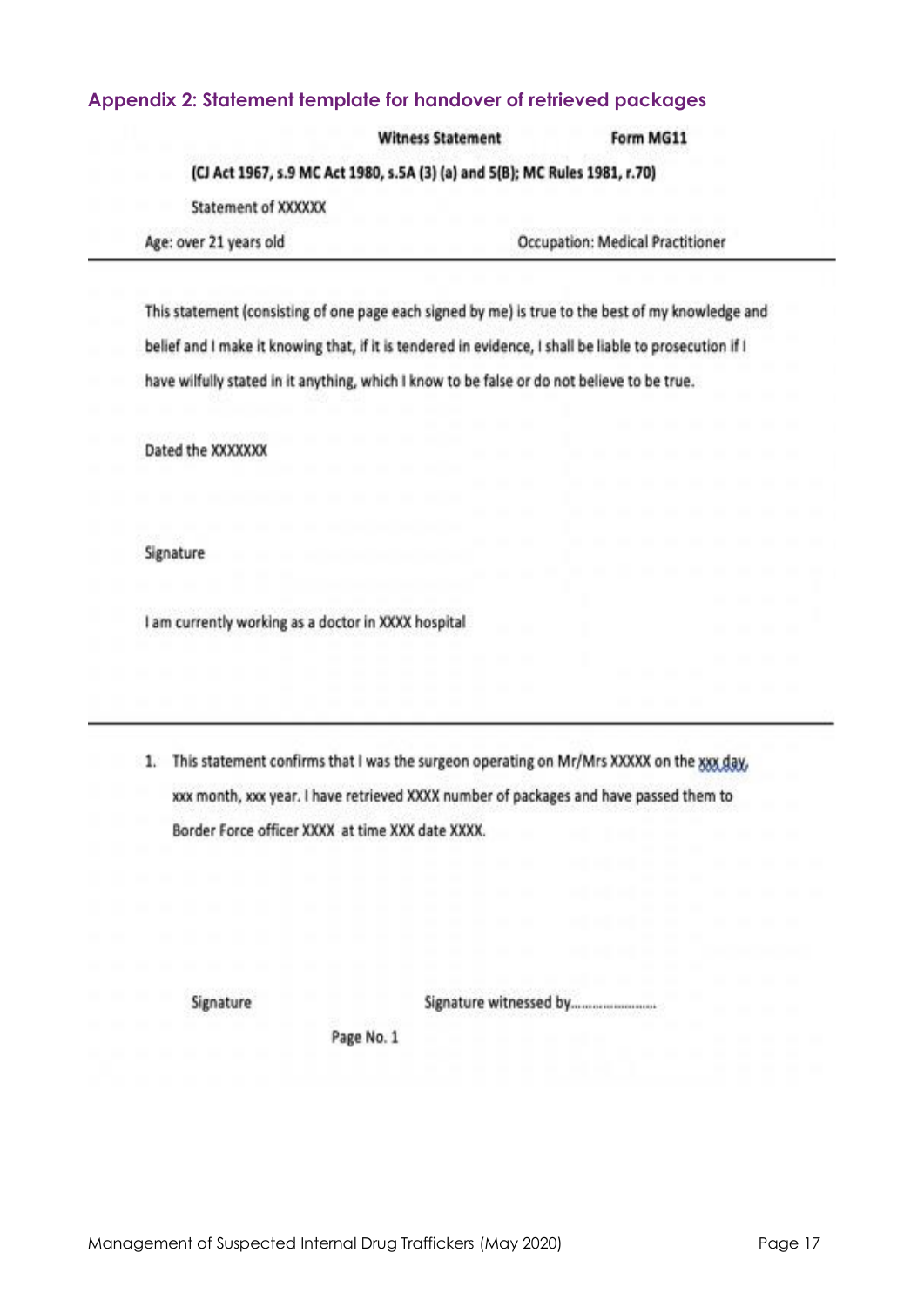## Appendix 2: Statement template for handover of retrieved packages

**Witness Statement** **Form MG11**

**(CJ Act 1967, s.9 MC Act 1980, s.5A (3) (a) and 5(B); MC Rules 1981, r.70)**

Statement of XXXXXX

Age: over 21 years old Occupation: Medical Practitioner

---

This statement (consisting of one page each signed by me) is true to the best of my knowledge and belief and I make it knowing that, if it is tendered in evidence, I shall be liable to prosecution if I have wilfully stated in it anything, which I know to be false or do not believe to be true.

Dated the XXXXXXX

Signature

I am currently working as a doctor in XXXX hospital

---

1. This statement confirms that I was the surgeon operating on Mr/Mrs XXXXX on the xxx day, xxx month, xxx year. I have retrieved XXXX number of packages and have passed them to Border Force officer XXXX at time XXX date XXXX.

Signature Signature witnessed by……………………

Page No. 1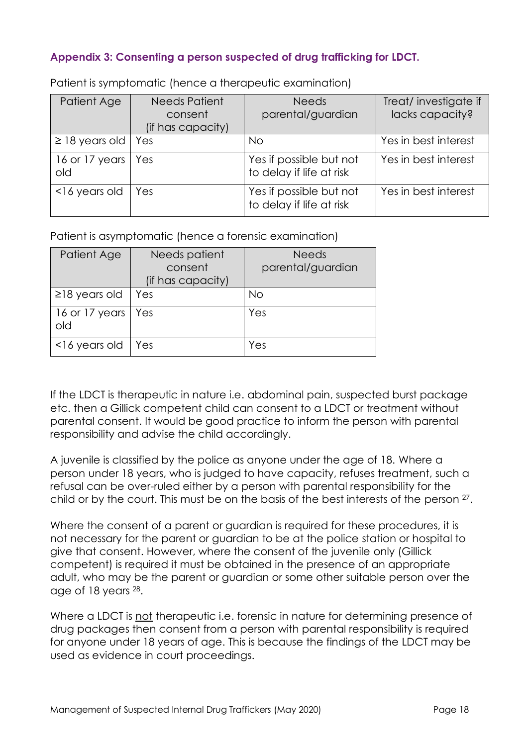## Appendix 3: Consenting a person suspected of drug trafficking for LDCT.

Patient is symptomatic (hence a therapeutic examination)

| Patient Age | Needs Patient consent (if has capacity) | Needs parental/guardian | Treat/ investigate if lacks capacity? |
|---|---|---|---|
| ≥ 18 years old | Yes | No | Yes in best interest |
| 16 or 17 years old | Yes | Yes if possible but not to delay if life at risk | Yes in best interest |
| <16 years old | Yes | Yes if possible but not to delay if life at risk | Yes in best interest |

Patient is asymptomatic (hence a forensic examination)

| Patient Age | Needs patient consent (if has capacity) | Needs parental/guardian |
|---|---|---|
| ≥18 years old | Yes | No |
| 16 or 17 years old | Yes | Yes |
| <16 years old | Yes | Yes |

If the LDCT is therapeutic in nature i.e. abdominal pain, suspected burst package etc. then a Gillick competent child can consent to a LDCT or treatment without parental consent. It would be good practice to inform the person with parental responsibility and advise the child accordingly.

A juvenile is classified by the police as anyone under the age of 18. Where a person under 18 years, who is judged to have capacity, refuses treatment, such a refusal can be over-ruled either by a person with parental responsibility for the child or by the court. This must be on the basis of the best interests of the person [27].

Where the consent of a parent or guardian is required for these procedures, it is not necessary for the parent or guardian to be at the police station or hospital to give that consent. However, where the consent of the juvenile only (Gillick competent) is required it must be obtained in the presence of an appropriate adult, who may be the parent or guardian or some other suitable person over the age of 18 years [28].

Where a LDCT is not therapeutic i.e. forensic in nature for determining presence of drug packages then consent from a person with parental responsibility is required for anyone under 18 years of age. This is because the findings of the LDCT may be used as evidence in court proceedings.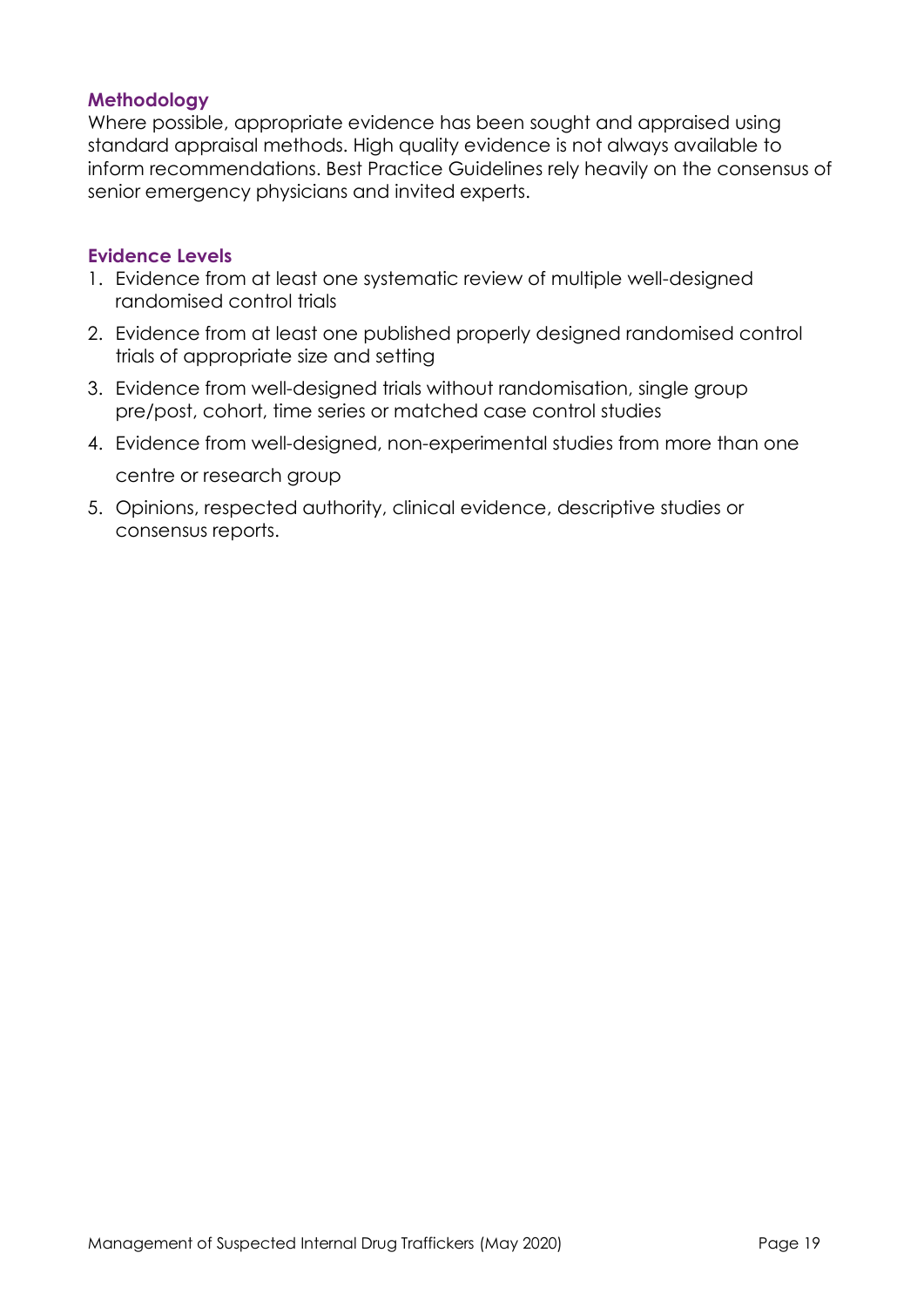## Methodology

Where possible, appropriate evidence has been sought and appraised using standard appraisal methods. High quality evidence is not always available to inform recommendations. Best Practice Guidelines rely heavily on the consensus of senior emergency physicians and invited experts.

## Evidence Levels

1. Evidence from at least one systematic review of multiple well-designed randomised control trials
2. Evidence from at least one published properly designed randomised control trials of appropriate size and setting
3. Evidence from well-designed trials without randomisation, single group pre/post, cohort, time series or matched case control studies
4. Evidence from well-designed, non-experimental studies from more than one centre or research group
5. Opinions, respected authority, clinical evidence, descriptive studies or consensus reports.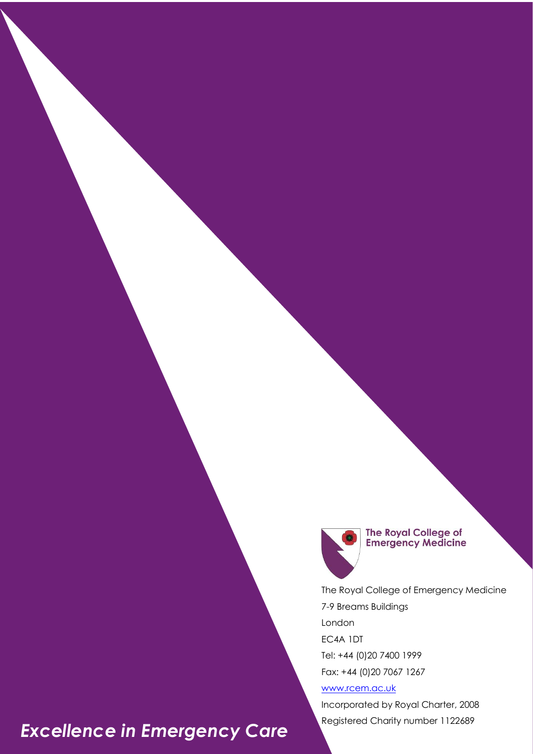The Royal College of Emergency Medicine

The Royal College of Emergency Medicine
7-9 Breams Buildings
London
EC4A 1DT
Tel: +44 (0)20 7400 1999
Fax: +44 (0)20 7067 1267
www.rcem.ac.uk
Incorporated by Royal Charter, 2008
Registered Charity number 1122689

***Excellence in Emergency Care***